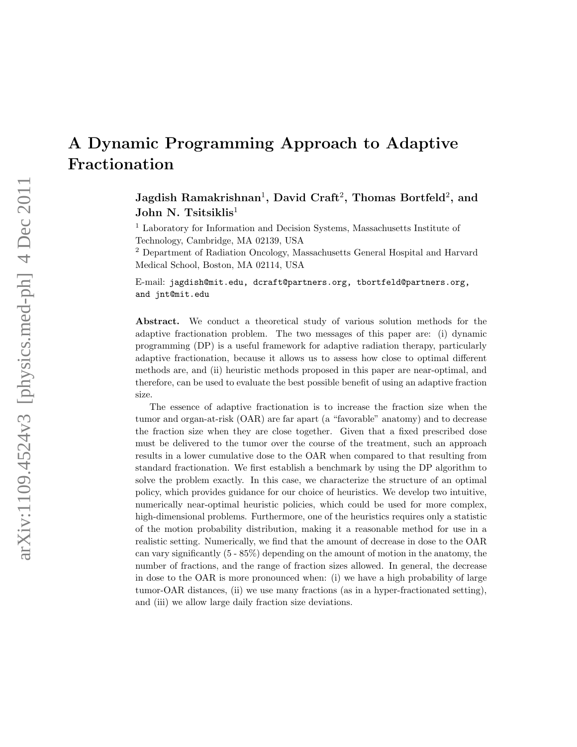# A Dynamic Programming Approach to Adaptive Fractionation

**Jagdish Ramakrishnan**[1], **David Craft**[2], **Thomas Bortfeld**[2], **and John N. Tsitsiklis**[1]

[1] Laboratory for Information and Decision Systems, Massachusetts Institute of Technology, Cambridge, MA 02139, USA

[2] Department of Radiation Oncology, Massachusetts General Hospital and Harvard Medical School, Boston, MA 02114, USA

E-mail: `jagdish@mit.edu, dcraft@partners.org, tbortfeld@partners.org, and jnt@mit.edu`

**Abstract.** We conduct a theoretical study of various solution methods for the adaptive fractionation problem. The two messages of this paper are: (i) dynamic programming (DP) is a useful framework for adaptive radiation therapy, particularly adaptive fractionation, because it allows us to assess how close to optimal different methods are, and (ii) heuristic methods proposed in this paper are near-optimal, and therefore, can be used to evaluate the best possible benefit of using an adaptive fraction size.

The essence of adaptive fractionation is to increase the fraction size when the tumor and organ-at-risk (OAR) are far apart (a "favorable" anatomy) and to decrease the fraction size when they are close together. Given that a fixed prescribed dose must be delivered to the tumor over the course of the treatment, such an approach results in a lower cumulative dose to the OAR when compared to that resulting from standard fractionation. We first establish a benchmark by using the DP algorithm to solve the problem exactly. In this case, we characterize the structure of an optimal policy, which provides guidance for our choice of heuristics. We develop two intuitive, numerically near-optimal heuristic policies, which could be used for more complex, high-dimensional problems. Furthermore, one of the heuristics requires only a statistic of the motion probability distribution, making it a reasonable method for use in a realistic setting. Numerically, we find that the amount of decrease in dose to the OAR can vary significantly (5 - 85%) depending on the amount of motion in the anatomy, the number of fractions, and the range of fraction sizes allowed. In general, the decrease in dose to the OAR is more pronounced when: (i) we have a high probability of large tumor-OAR distances, (ii) we use many fractions (as in a hyper-fractionated setting), and (iii) we allow large daily fraction size deviations.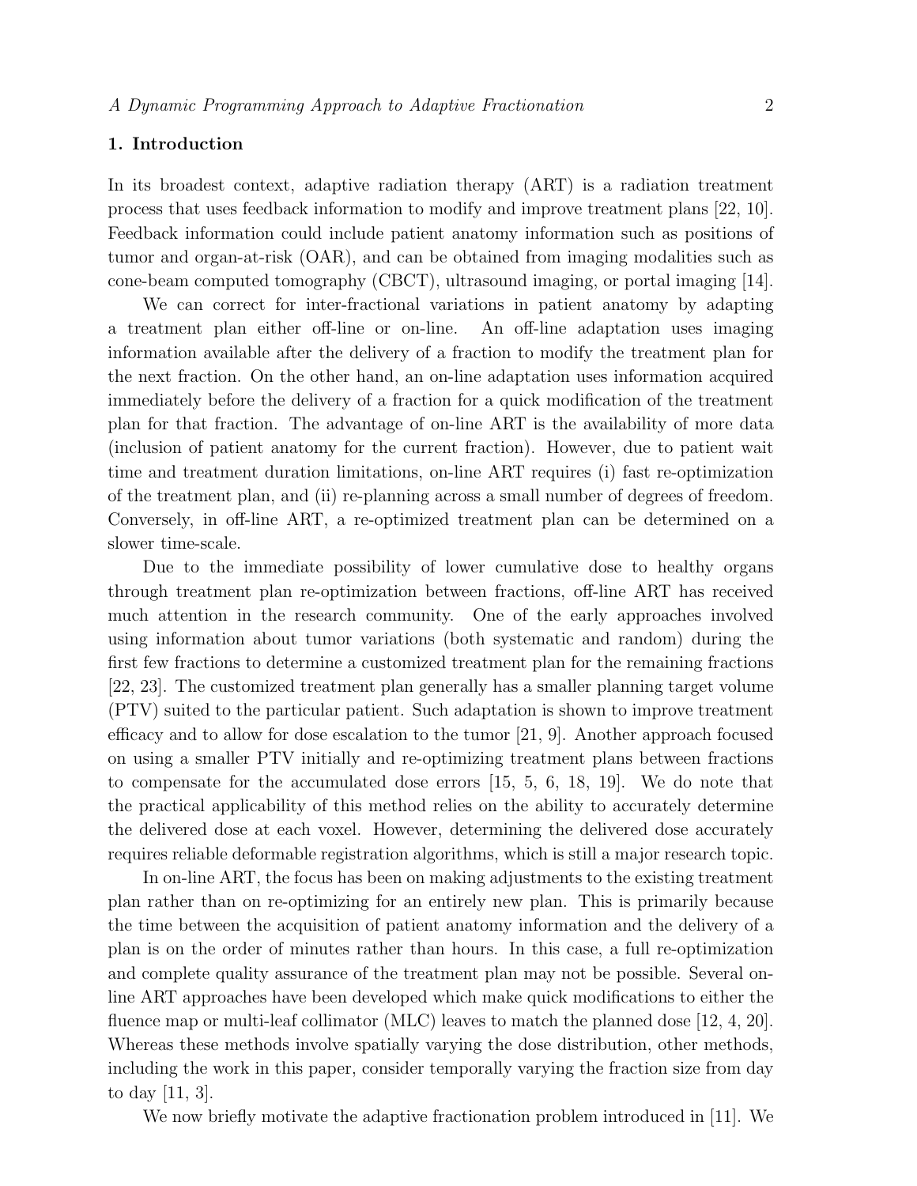## 1. Introduction

In its broadest context, adaptive radiation therapy (ART) is a radiation treatment process that uses feedback information to modify and improve treatment plans [22, 10]. Feedback information could include patient anatomy information such as positions of tumor and organ-at-risk (OAR), and can be obtained from imaging modalities such as cone-beam computed tomography (CBCT), ultrasound imaging, or portal imaging [14].

We can correct for inter-fractional variations in patient anatomy by adapting a treatment plan either off-line or on-line. An off-line adaptation uses imaging information available after the delivery of a fraction to modify the treatment plan for the next fraction. On the other hand, an on-line adaptation uses information acquired immediately before the delivery of a fraction for a quick modification of the treatment plan for that fraction. The advantage of on-line ART is the availability of more data (inclusion of patient anatomy for the current fraction). However, due to patient wait time and treatment duration limitations, on-line ART requires (i) fast re-optimization of the treatment plan, and (ii) re-planning across a small number of degrees of freedom. Conversely, in off-line ART, a re-optimized treatment plan can be determined on a slower time-scale.

Due to the immediate possibility of lower cumulative dose to healthy organs through treatment plan re-optimization between fractions, off-line ART has received much attention in the research community. One of the early approaches involved using information about tumor variations (both systematic and random) during the first few fractions to determine a customized treatment plan for the remaining fractions [22, 23]. The customized treatment plan generally has a smaller planning target volume (PTV) suited to the particular patient. Such adaptation is shown to improve treatment efficacy and to allow for dose escalation to the tumor [21, 9]. Another approach focused on using a smaller PTV initially and re-optimizing treatment plans between fractions to compensate for the accumulated dose errors [15, 5, 6, 18, 19]. We do note that the practical applicability of this method relies on the ability to accurately determine the delivered dose at each voxel. However, determining the delivered dose accurately requires reliable deformable registration algorithms, which is still a major research topic.

In on-line ART, the focus has been on making adjustments to the existing treatment plan rather than on re-optimizing for an entirely new plan. This is primarily because the time between the acquisition of patient anatomy information and the delivery of a plan is on the order of minutes rather than hours. In this case, a full re-optimization and complete quality assurance of the treatment plan may not be possible. Several on-line ART approaches have been developed which make quick modifications to either the fluence map or multi-leaf collimator (MLC) leaves to match the planned dose [12, 4, 20]. Whereas these methods involve spatially varying the dose distribution, other methods, including the work in this paper, consider temporally varying the fraction size from day to day [11, 3].

We now briefly motivate the adaptive fractionation problem introduced in [11]. We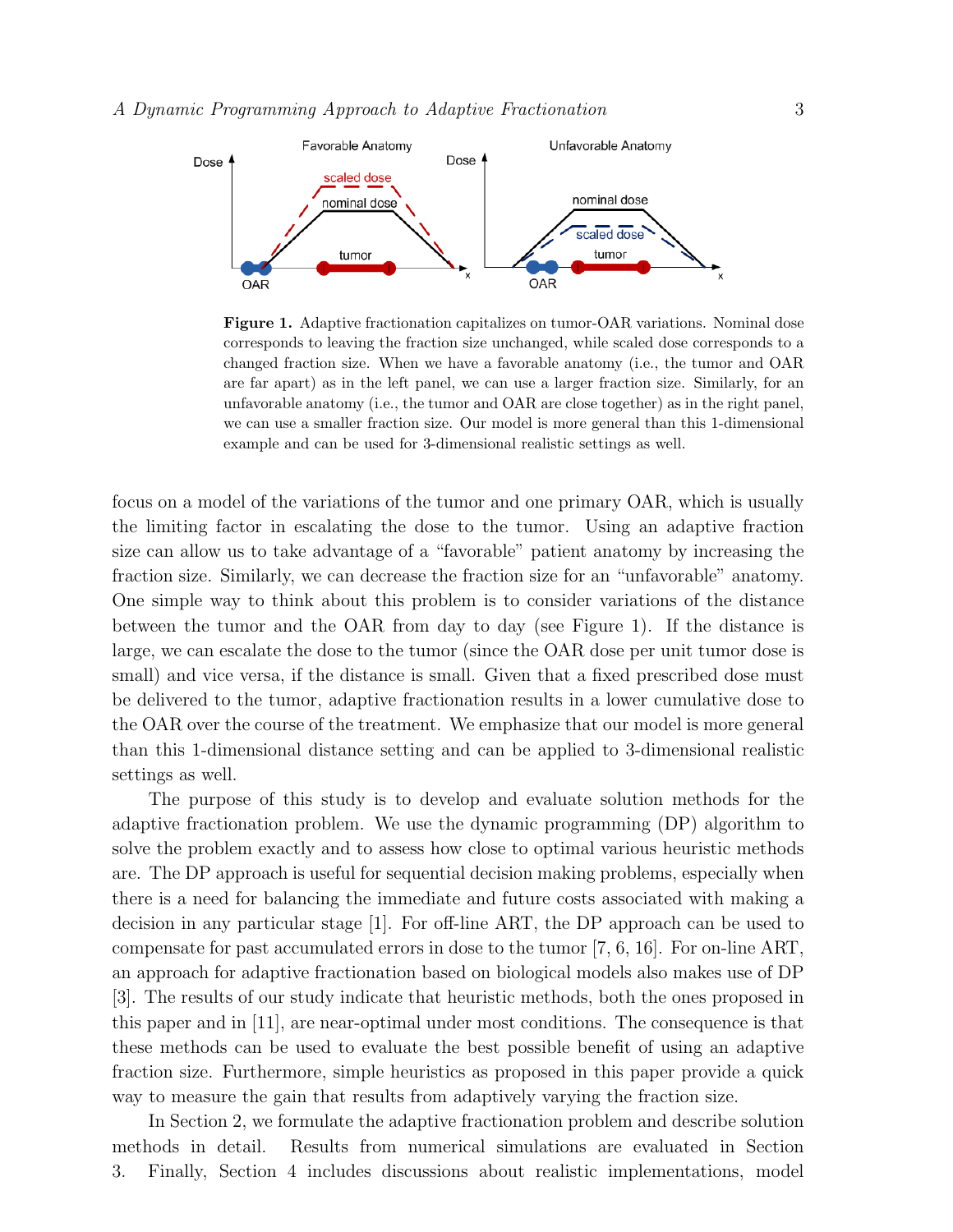**Figure 1.** Adaptive fractionation capitalizes on tumor-OAR variations. Nominal dose corresponds to leaving the fraction size unchanged, while scaled dose corresponds to a changed fraction size. When we have a favorable anatomy (i.e., the tumor and OAR are far apart) as in the left panel, we can use a larger fraction size. Similarly, for an unfavorable anatomy (i.e., the tumor and OAR are close together) as in the right panel, we can use a smaller fraction size. Our model is more general than this 1-dimensional example and can be used for 3-dimensional realistic settings as well.

focus on a model of the variations of the tumor and one primary OAR, which is usually the limiting factor in escalating the dose to the tumor. Using an adaptive fraction size can allow us to take advantage of a "favorable" patient anatomy by increasing the fraction size. Similarly, we can decrease the fraction size for an "unfavorable" anatomy. One simple way to think about this problem is to consider variations of the distance between the tumor and the OAR from day to day (see Figure 1). If the distance is large, we can escalate the dose to the tumor (since the OAR dose per unit tumor dose is small) and vice versa, if the distance is small. Given that a fixed prescribed dose must be delivered to the tumor, adaptive fractionation results in a lower cumulative dose to the OAR over the course of the treatment. We emphasize that our model is more general than this 1-dimensional distance setting and can be applied to 3-dimensional realistic settings as well.

The purpose of this study is to develop and evaluate solution methods for the adaptive fractionation problem. We use the dynamic programming (DP) algorithm to solve the problem exactly and to assess how close to optimal various heuristic methods are. The DP approach is useful for sequential decision making problems, especially when there is a need for balancing the immediate and future costs associated with making a decision in any particular stage [1]. For off-line ART, the DP approach can be used to compensate for past accumulated errors in dose to the tumor [7, 6, 16]. For on-line ART, an approach for adaptive fractionation based on biological models also makes use of DP [3]. The results of our study indicate that heuristic methods, both the ones proposed in this paper and in [11], are near-optimal under most conditions. The consequence is that these methods can be used to evaluate the best possible benefit of using an adaptive fraction size. Furthermore, simple heuristics as proposed in this paper provide a quick way to measure the gain that results from adaptively varying the fraction size.

In Section 2, we formulate the adaptive fractionation problem and describe solution methods in detail. Results from numerical simulations are evaluated in Section 3. Finally, Section 4 includes discussions about realistic implementations, model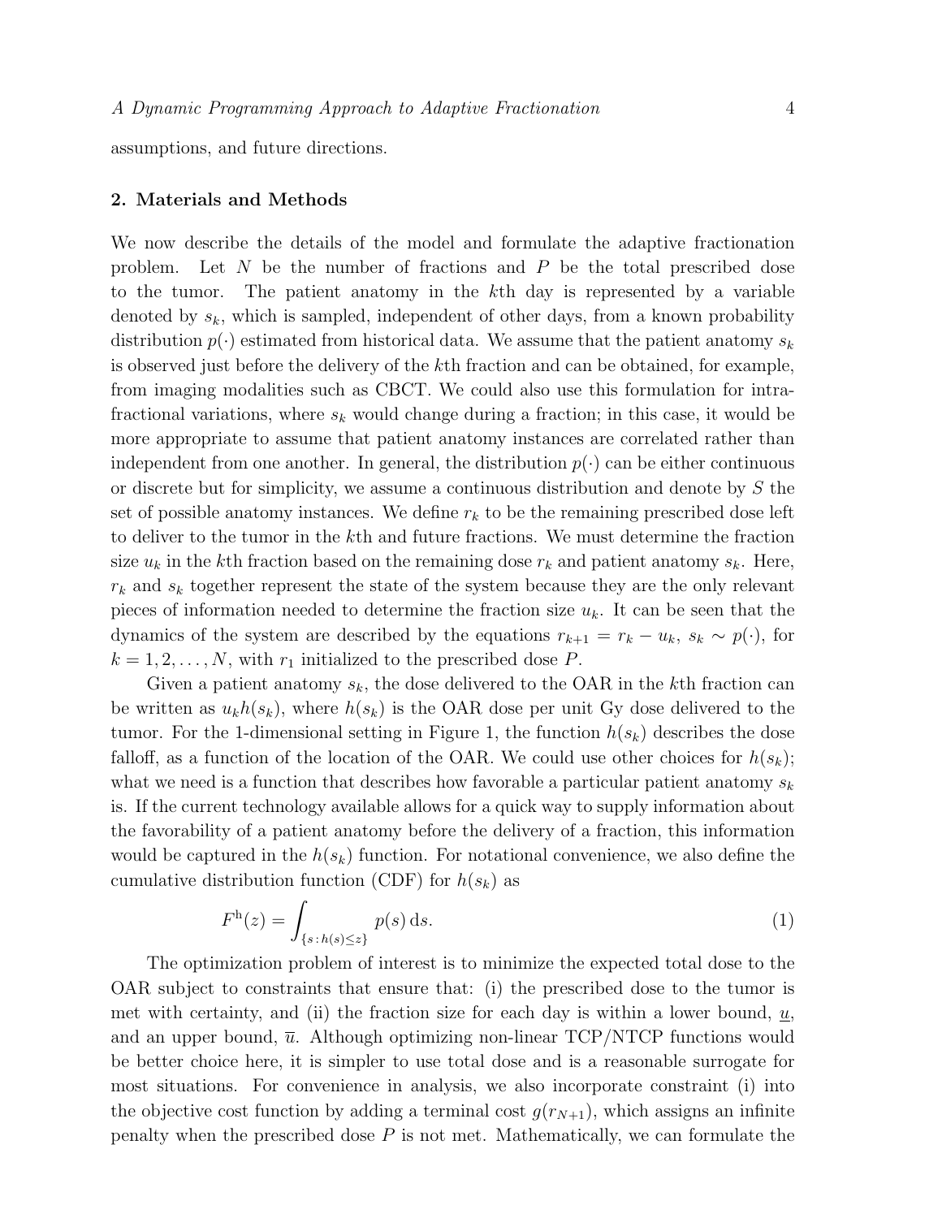assumptions, and future directions.

## 2. Materials and Methods

We now describe the details of the model and formulate the adaptive fractionation problem. Let $N$ be the number of fractions and $P$ be the total prescribed dose to the tumor. The patient anatomy in the $k$th day is represented by a variable denoted by $s_k$, which is sampled, independent of other days, from a known probability distribution $p(\cdot)$ estimated from historical data. We assume that the patient anatomy $s_k$ is observed just before the delivery of the $k$th fraction and can be obtained, for example, from imaging modalities such as CBCT. We could also use this formulation for intra-fractional variations, where $s_k$ would change during a fraction; in this case, it would be more appropriate to assume that patient anatomy instances are correlated rather than independent from one another. In general, the distribution $p(\cdot)$ can be either continuous or discrete but for simplicity, we assume a continuous distribution and denote by $S$ the set of possible anatomy instances. We define $r_k$ to be the remaining prescribed dose left to deliver to the tumor in the $k$th and future fractions. We must determine the fraction size $u_k$ in the $k$th fraction based on the remaining dose $r_k$ and patient anatomy $s_k$. Here, $r_k$ and $s_k$ together represent the state of the system because they are the only relevant pieces of information needed to determine the fraction size $u_k$. It can be seen that the dynamics of the system are described by the equations $r_{k+1} = r_k - u_k$, $s_k \sim p(\cdot)$, for $k = 1, 2, \ldots, N$, with $r_1$ initialized to the prescribed dose $P$.

Given a patient anatomy $s_k$, the dose delivered to the OAR in the $k$th fraction can be written as $u_k h(s_k)$, where $h(s_k)$ is the OAR dose per unit Gy dose delivered to the tumor. For the 1-dimensional setting in Figure 1, the function $h(s_k)$ describes the dose falloff, as a function of the location of the OAR. We could use other choices for $h(s_k)$; what we need is a function that describes how favorable a particular patient anatomy $s_k$ is. If the current technology available allows for a quick way to supply information about the favorability of a patient anatomy before the delivery of a fraction, this information would be captured in the $h(s_k)$ function. For notational convenience, we also define the cumulative distribution function (CDF) for $h(s_k)$ as

$$F^{\mathrm{h}}(z) = \int_{\{s\,:\,h(s)\leq z\}} p(s)\,\mathrm{d}s. \tag{1}$$

The optimization problem of interest is to minimize the expected total dose to the OAR subject to constraints that ensure that: (i) the prescribed dose to the tumor is met with certainty, and (ii) the fraction size for each day is within a lower bound, $\underline{u}$, and an upper bound, $\overline{u}$. Although optimizing non-linear TCP/NTCP functions would be better choice here, it is simpler to use total dose and is a reasonable surrogate for most situations. For convenience in analysis, we also incorporate constraint (i) into the objective cost function by adding a terminal cost $g(r_{N+1})$, which assigns an infinite penalty when the prescribed dose $P$ is not met. Mathematically, we can formulate the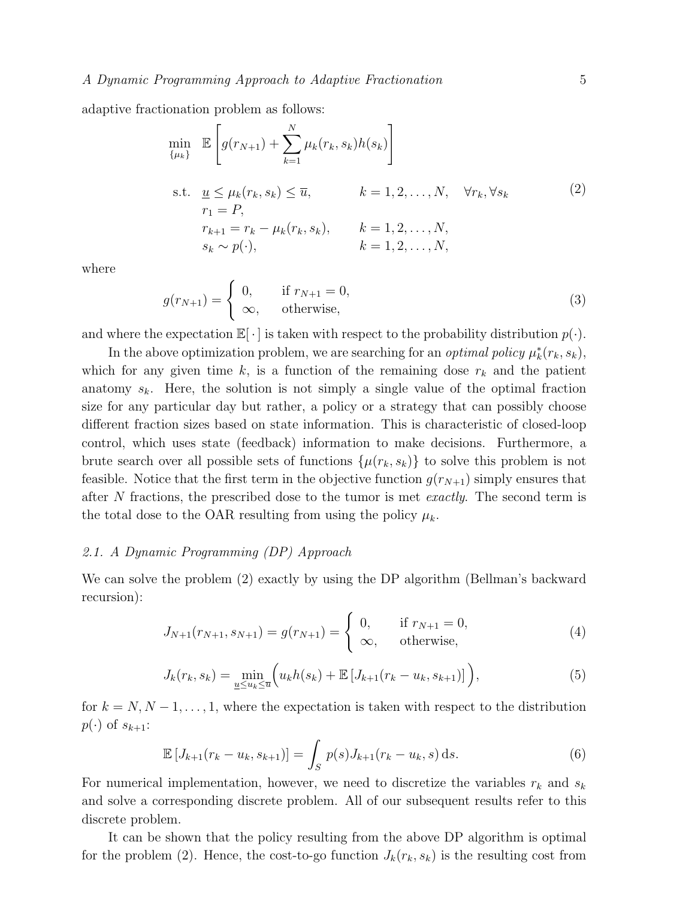adaptive fractionation problem as follows:

$$
\begin{aligned}
\min_{\{\mu_k\}} \quad & \mathbb{E}\left[ g(r_{N+1}) + \sum_{k=1}^{N} \mu_k(r_k, s_k) h(s_k) \right] \\
\text{s.t.} \quad & \underline{u} \leq \mu_k(r_k, s_k) \leq \overline{u}, && k = 1, 2, \ldots, N, \quad \forall r_k, \forall s_k \\
& r_1 = P, \\
& r_{k+1} = r_k - \mu_k(r_k, s_k), && k = 1, 2, \ldots, N, \\
& s_k \sim p(\cdot), && k = 1, 2, \ldots, N,
\end{aligned}
\tag{2}
$$

where

$$
g(r_{N+1}) = \begin{cases} 0, & \text{if } r_{N+1} = 0, \\ \infty, & \text{otherwise,} \end{cases} \tag{3}
$$

and where the expectation $\mathbb{E}[\,\cdot\,]$ is taken with respect to the probability distribution $p(\cdot)$.

In the above optimization problem, we are searching for an *optimal policy* $\mu_k^*(r_k, s_k)$, which for any given time $k$, is a function of the remaining dose $r_k$ and the patient anatomy $s_k$. Here, the solution is not simply a single value of the optimal fraction size for any particular day but rather, a policy or a strategy that can possibly choose different fraction sizes based on state information. This is characteristic of closed-loop control, which uses state (feedback) information to make decisions. Furthermore, a brute search over all possible sets of functions $\{\mu(r_k, s_k)\}$ to solve this problem is not feasible. Notice that the first term in the objective function $g(r_{N+1})$ simply ensures that after $N$ fractions, the prescribed dose to the tumor is met *exactly*. The second term is the total dose to the OAR resulting from using the policy $\mu_k$.

### 2.1. A Dynamic Programming (DP) Approach

We can solve the problem (2) exactly by using the DP algorithm (Bellman's backward recursion):

$$
J_{N+1}(r_{N+1}, s_{N+1}) = g(r_{N+1}) = \begin{cases} 0, & \text{if } r_{N+1} = 0, \\ \infty, & \text{otherwise,} \end{cases} \tag{4}
$$

$$
J_k(r_k, s_k) = \min_{\underline{u} \leq u_k \leq \overline{u}} \Big( u_k h(s_k) + \mathbb{E}\left[ J_{k+1}(r_k - u_k, s_{k+1}) \right] \Big), \tag{5}
$$

for $k = N, N-1, \ldots, 1$, where the expectation is taken with respect to the distribution $p(\cdot)$ of $s_{k+1}$:

$$
\mathbb{E}\left[ J_{k+1}(r_k - u_k, s_{k+1}) \right] = \int_S p(s) J_{k+1}(r_k - u_k, s) \, \mathrm{d}s. \tag{6}
$$

For numerical implementation, however, we need to discretize the variables $r_k$ and $s_k$ and solve a corresponding discrete problem. All of our subsequent results refer to this discrete problem.

It can be shown that the policy resulting from the above DP algorithm is optimal for the problem (2). Hence, the cost-to-go function $J_k(r_k, s_k)$ is the resulting cost from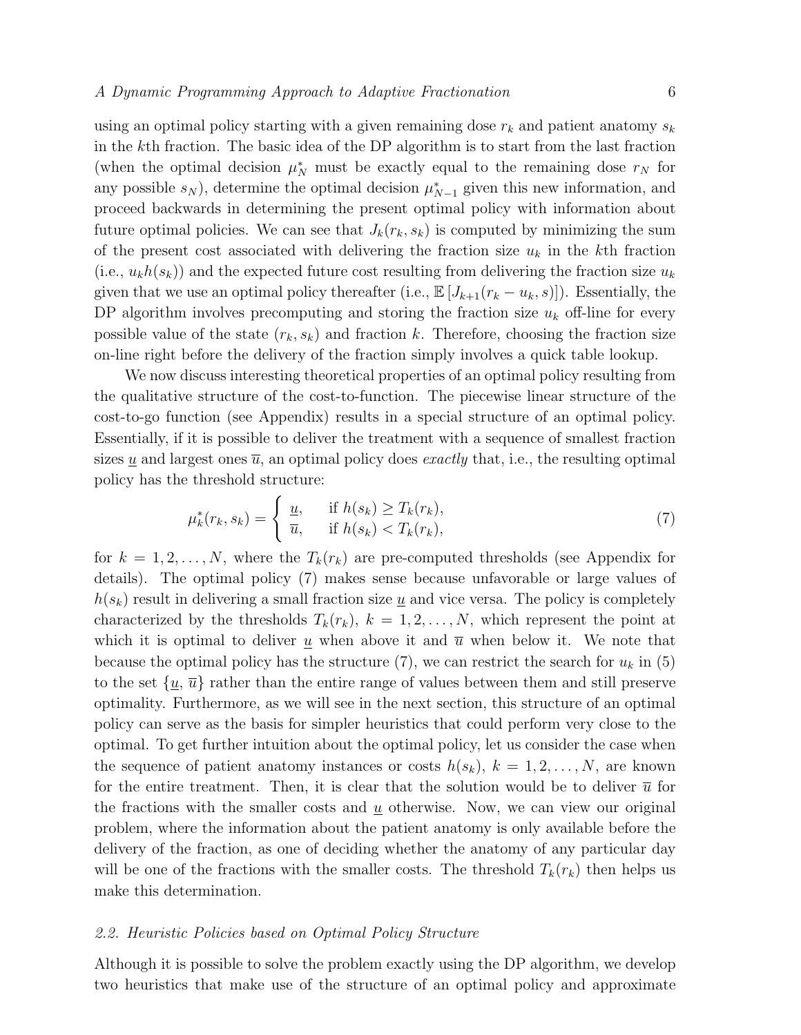using an optimal policy starting with a given remaining dose $r_k$ and patient anatomy $s_k$ in the $k$th fraction. The basic idea of the DP algorithm is to start from the last fraction (when the optimal decision $\mu_N^*$ must be exactly equal to the remaining dose $r_N$ for any possible $s_N$), determine the optimal decision $\mu_{N-1}^*$ given this new information, and proceed backwards in determining the present optimal policy with information about future optimal policies. We can see that $J_k(r_k, s_k)$ is computed by minimizing the sum of the present cost associated with delivering the fraction size $u_k$ in the $k$th fraction (i.e., $u_k h(s_k)$) and the expected future cost resulting from delivering the fraction size $u_k$ given that we use an optimal policy thereafter (i.e., $\mathbb{E}\left[J_{k+1}(r_k - u_k, s)\right]$). Essentially, the DP algorithm involves precomputing and storing the fraction size $u_k$ off-line for every possible value of the state $(r_k, s_k)$ and fraction $k$. Therefore, choosing the fraction size on-line right before the delivery of the fraction simply involves a quick table lookup.

We now discuss interesting theoretical properties of an optimal policy resulting from the qualitative structure of the cost-to-function. The piecewise linear structure of the cost-to-go function (see Appendix) results in a special structure of an optimal policy. Essentially, if it is possible to deliver the treatment with a sequence of smallest fraction sizes $\underline{u}$ and largest ones $\overline{u}$, an optimal policy does *exactly* that, i.e., the resulting optimal policy has the threshold structure:

$$\mu_k^*(r_k, s_k) = \begin{cases} \underline{u}, & \text{if } h(s_k) \geq T_k(r_k), \\ \overline{u}, & \text{if } h(s_k) < T_k(r_k), \end{cases} \tag{7}$$

for $k = 1, 2, \ldots, N$, where the $T_k(r_k)$ are pre-computed thresholds (see Appendix for details). The optimal policy (7) makes sense because unfavorable or large values of $h(s_k)$ result in delivering a small fraction size $\underline{u}$ and vice versa. The policy is completely characterized by the thresholds $T_k(r_k)$, $k = 1, 2, \ldots, N$, which represent the point at which it is optimal to deliver $\underline{u}$ when above it and $\overline{u}$ when below it. We note that because the optimal policy has the structure (7), we can restrict the search for $u_k$ in (5) to the set $\{\underline{u}, \overline{u}\}$ rather than the entire range of values between them and still preserve optimality. Furthermore, as we will see in the next section, this structure of an optimal policy can serve as the basis for simpler heuristics that could perform very close to the optimal. To get further intuition about the optimal policy, let us consider the case when the sequence of patient anatomy instances or costs $h(s_k)$, $k = 1, 2, \ldots, N$, are known for the entire treatment. Then, it is clear that the solution would be to deliver $\overline{u}$ for the fractions with the smaller costs and $\underline{u}$ otherwise. Now, we can view our original problem, where the information about the patient anatomy is only available before the delivery of the fraction, as one of deciding whether the anatomy of any particular day will be one of the fractions with the smaller costs. The threshold $T_k(r_k)$ then helps us make this determination.

### *2.2. Heuristic Policies based on Optimal Policy Structure*

Although it is possible to solve the problem exactly using the DP algorithm, we develop two heuristics that make use of the structure of an optimal policy and approximate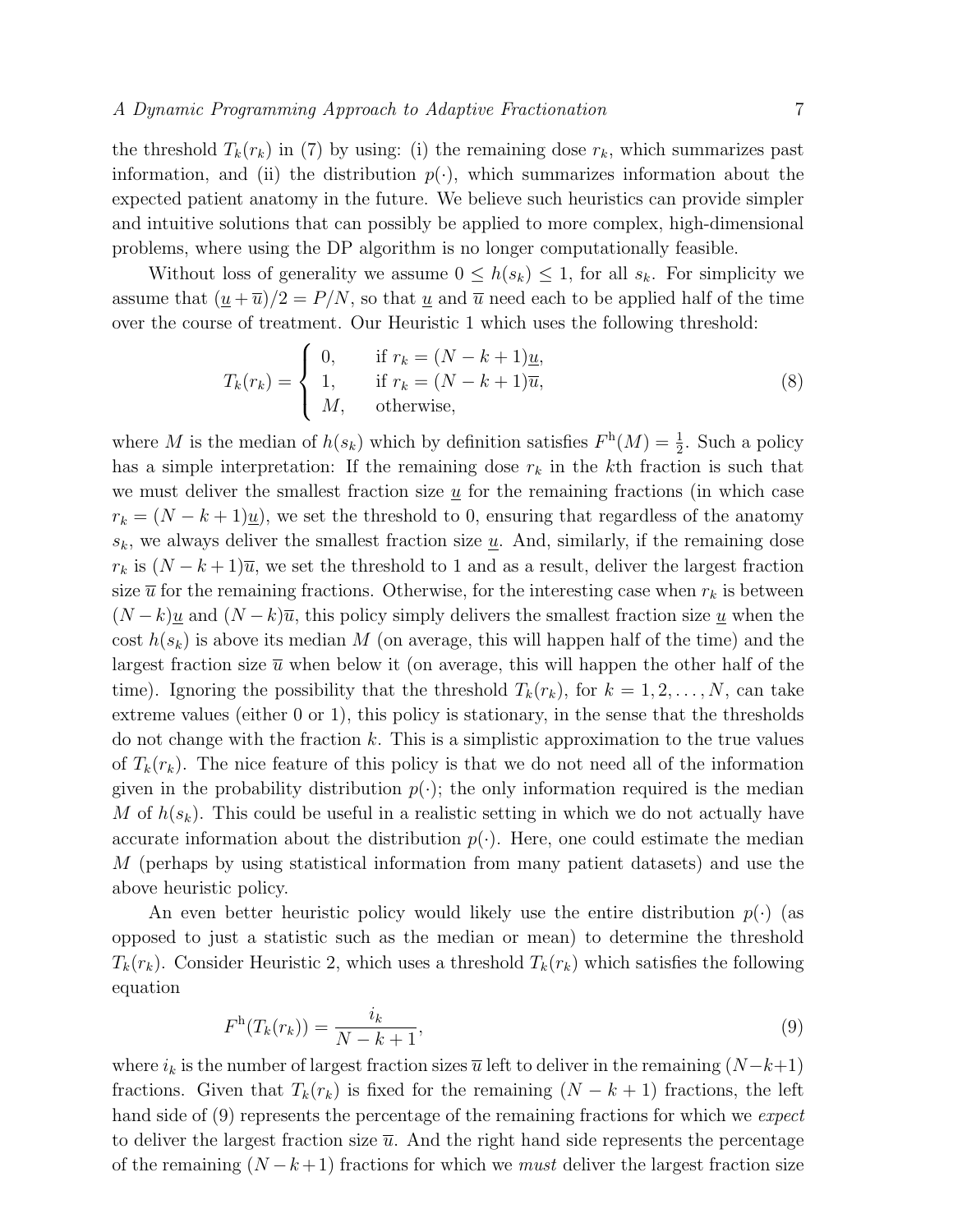the threshold $T_k(r_k)$ in (7) by using: (i) the remaining dose $r_k$, which summarizes past information, and (ii) the distribution $p(\cdot)$, which summarizes information about the expected patient anatomy in the future. We believe such heuristics can provide simpler and intuitive solutions that can possibly be applied to more complex, high-dimensional problems, where using the DP algorithm is no longer computationally feasible.

Without loss of generality we assume $0 \leq h(s_k) \leq 1$, for all $s_k$. For simplicity we assume that $(\underline{u} + \overline{u})/2 = P/N$, so that $\underline{u}$ and $\overline{u}$ need each to be applied half of the time over the course of treatment. Our Heuristic 1 which uses the following threshold:

$$T_k(r_k) = \begin{cases} 0, & \text{if } r_k = (N-k+1)\underline{u}, \\ 1, & \text{if } r_k = (N-k+1)\overline{u}, \\ M, & \text{otherwise,} \end{cases} \tag{8}$$

where $M$ is the median of $h(s_k)$ which by definition satisfies $F^{\mathrm{h}}(M) = \frac{1}{2}$. Such a policy has a simple interpretation: If the remaining dose $r_k$ in the $k$th fraction is such that we must deliver the smallest fraction size $\underline{u}$ for the remaining fractions (in which case $r_k = (N-k+1)\underline{u}$), we set the threshold to 0, ensuring that regardless of the anatomy $s_k$, we always deliver the smallest fraction size $\underline{u}$. And, similarly, if the remaining dose $r_k$ is $(N-k+1)\overline{u}$, we set the threshold to 1 and as a result, deliver the largest fraction size $\overline{u}$ for the remaining fractions. Otherwise, for the interesting case when $r_k$ is between $(N-k)\underline{u}$ and $(N-k)\overline{u}$, this policy simply delivers the smallest fraction size $\underline{u}$ when the cost $h(s_k)$ is above its median $M$ (on average, this will happen half of the time) and the largest fraction size $\overline{u}$ when below it (on average, this will happen the other half of the time). Ignoring the possibility that the threshold $T_k(r_k)$, for $k = 1, 2, \ldots, N$, can take extreme values (either 0 or 1), this policy is stationary, in the sense that the thresholds do not change with the fraction $k$. This is a simplistic approximation to the true values of $T_k(r_k)$. The nice feature of this policy is that we do not need all of the information given in the probability distribution $p(\cdot)$; the only information required is the median $M$ of $h(s_k)$. This could be useful in a realistic setting in which we do not actually have accurate information about the distribution $p(\cdot)$. Here, one could estimate the median $M$ (perhaps by using statistical information from many patient datasets) and use the above heuristic policy.

An even better heuristic policy would likely use the entire distribution $p(\cdot)$ (as opposed to just a statistic such as the median or mean) to determine the threshold $T_k(r_k)$. Consider Heuristic 2, which uses a threshold $T_k(r_k)$ which satisfies the following equation

$$F^{\mathrm{h}}(T_k(r_k)) = \frac{i_k}{N-k+1}, \tag{9}$$

where $i_k$ is the number of largest fraction sizes $\overline{u}$ left to deliver in the remaining $(N-k+1)$ fractions. Given that $T_k(r_k)$ is fixed for the remaining $(N-k+1)$ fractions, the left hand side of (9) represents the percentage of the remaining fractions for which we *expect* to deliver the largest fraction size $\overline{u}$. And the right hand side represents the percentage of the remaining $(N-k+1)$ fractions for which we *must* deliver the largest fraction size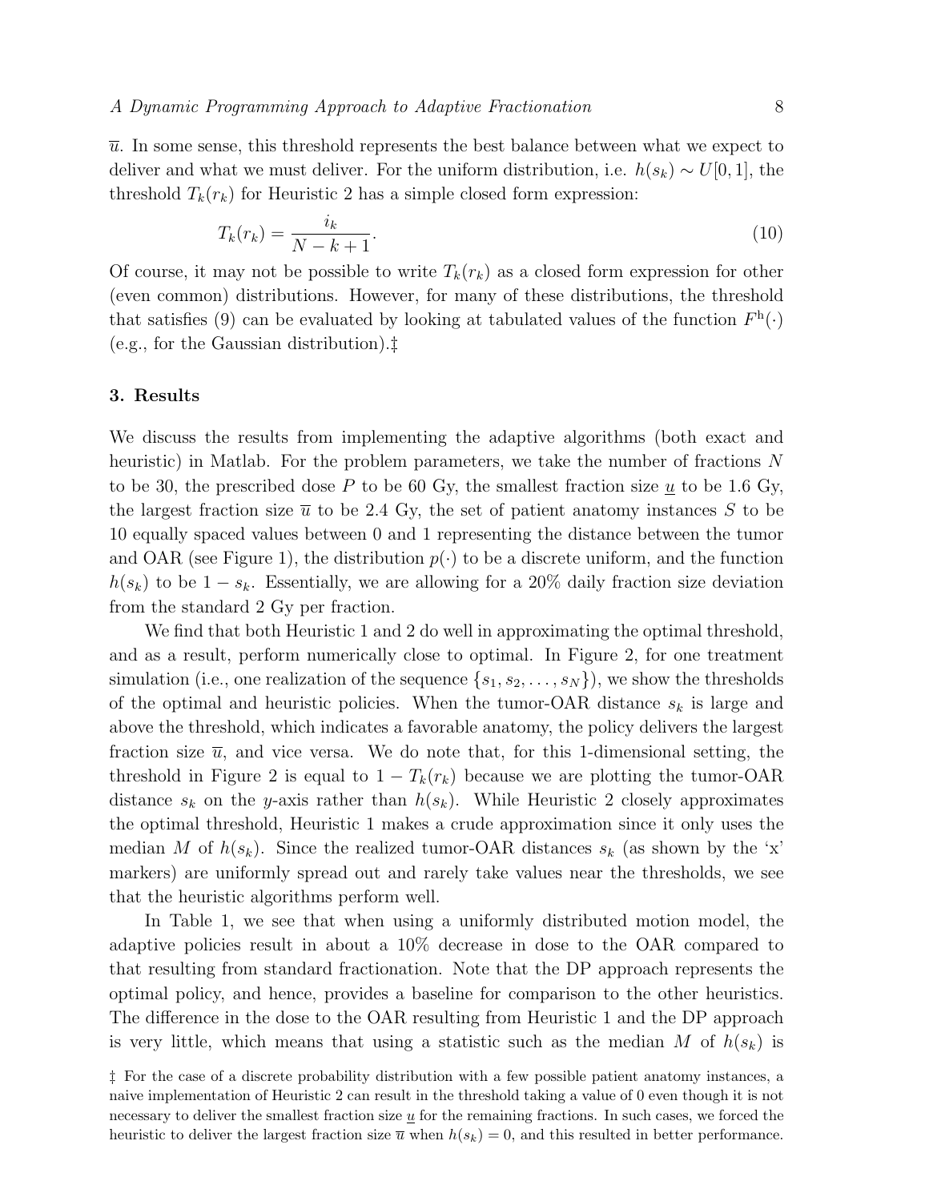$\overline{u}$. In some sense, this threshold represents the best balance between what we expect to deliver and what we must deliver. For the uniform distribution, i.e. $h(s_k) \sim U[0, 1]$, the threshold $T_k(r_k)$ for Heuristic 2 has a simple closed form expression:

$$T_k(r_k) = \frac{i_k}{N - k + 1}. \tag{10}$$

Of course, it may not be possible to write $T_k(r_k)$ as a closed form expression for other (even common) distributions. However, for many of these distributions, the threshold that satisfies (9) can be evaluated by looking at tabulated values of the function $F^{\mathrm{h}}(\cdot)$ (e.g., for the Gaussian distribution).‡

## 3. Results

We discuss the results from implementing the adaptive algorithms (both exact and heuristic) in Matlab. For the problem parameters, we take the number of fractions $N$ to be 30, the prescribed dose $P$ to be 60 Gy, the smallest fraction size $\underline{u}$ to be 1.6 Gy, the largest fraction size $\overline{u}$ to be 2.4 Gy, the set of patient anatomy instances $S$ to be 10 equally spaced values between 0 and 1 representing the distance between the tumor and OAR (see Figure 1), the distribution $p(\cdot)$ to be a discrete uniform, and the function $h(s_k)$ to be $1 - s_k$. Essentially, we are allowing for a 20% daily fraction size deviation from the standard 2 Gy per fraction.

We find that both Heuristic 1 and 2 do well in approximating the optimal threshold, and as a result, perform numerically close to optimal. In Figure 2, for one treatment simulation (i.e., one realization of the sequence $\{s_1, s_2, \ldots, s_N\}$), we show the thresholds of the optimal and heuristic policies. When the tumor-OAR distance $s_k$ is large and above the threshold, which indicates a favorable anatomy, the policy delivers the largest fraction size $\overline{u}$, and vice versa. We do note that, for this 1-dimensional setting, the threshold in Figure 2 is equal to $1 - T_k(r_k)$ because we are plotting the tumor-OAR distance $s_k$ on the $y$-axis rather than $h(s_k)$. While Heuristic 2 closely approximates the optimal threshold, Heuristic 1 makes a crude approximation since it only uses the median $M$ of $h(s_k)$. Since the realized tumor-OAR distances $s_k$ (as shown by the 'x' markers) are uniformly spread out and rarely take values near the thresholds, we see that the heuristic algorithms perform well.

In Table 1, we see that when using a uniformly distributed motion model, the adaptive policies result in about a 10% decrease in dose to the OAR compared to that resulting from standard fractionation. Note that the DP approach represents the optimal policy, and hence, provides a baseline for comparison to the other heuristics. The difference in the dose to the OAR resulting from Heuristic 1 and the DP approach is very little, which means that using a statistic such as the median $M$ of $h(s_k)$ is

‡ For the case of a discrete probability distribution with a few possible patient anatomy instances, a naive implementation of Heuristic 2 can result in the threshold taking a value of 0 even though it is not necessary to deliver the smallest fraction size $\underline{u}$ for the remaining fractions. In such cases, we forced the heuristic to deliver the largest fraction size $\overline{u}$ when $h(s_k) = 0$, and this resulted in better performance.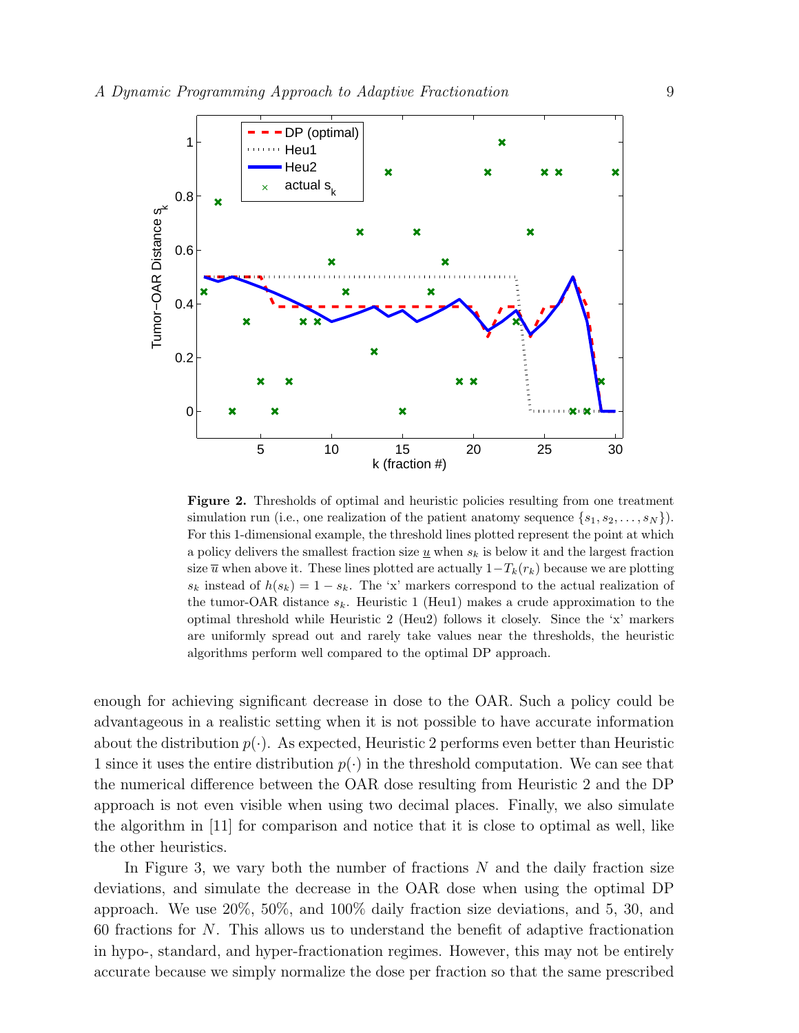**Figure 2.** Thresholds of optimal and heuristic policies resulting from one treatment simulation run (i.e., one realization of the patient anatomy sequence $\{s_1, s_2, \ldots, s_N\}$). For this 1-dimensional example, the threshold lines plotted represent the point at which a policy delivers the smallest fraction size $\underline{u}$ when $s_k$ is below it and the largest fraction size $\overline{u}$ when above it. These lines plotted are actually $1 - T_k(r_k)$ because we are plotting $s_k$ instead of $h(s_k) = 1 - s_k$. The 'x' markers correspond to the actual realization of the tumor-OAR distance $s_k$. Heuristic 1 (Heu1) makes a crude approximation to the optimal threshold while Heuristic 2 (Heu2) follows it closely. Since the 'x' markers are uniformly spread out and rarely take values near the thresholds, the heuristic algorithms perform well compared to the optimal DP approach.

enough for achieving significant decrease in dose to the OAR. Such a policy could be advantageous in a realistic setting when it is not possible to have accurate information about the distribution $p(\cdot)$. As expected, Heuristic 2 performs even better than Heuristic 1 since it uses the entire distribution $p(\cdot)$ in the threshold computation. We can see that the numerical difference between the OAR dose resulting from Heuristic 2 and the DP approach is not even visible when using two decimal places. Finally, we also simulate the algorithm in [11] for comparison and notice that it is close to optimal as well, like the other heuristics.

In Figure 3, we vary both the number of fractions $N$ and the daily fraction size deviations, and simulate the decrease in the OAR dose when using the optimal DP approach. We use 20%, 50%, and 100% daily fraction size deviations, and 5, 30, and 60 fractions for $N$. This allows us to understand the benefit of adaptive fractionation in hypo-, standard, and hyper-fractionation regimes. However, this may not be entirely accurate because we simply normalize the dose per fraction so that the same prescribed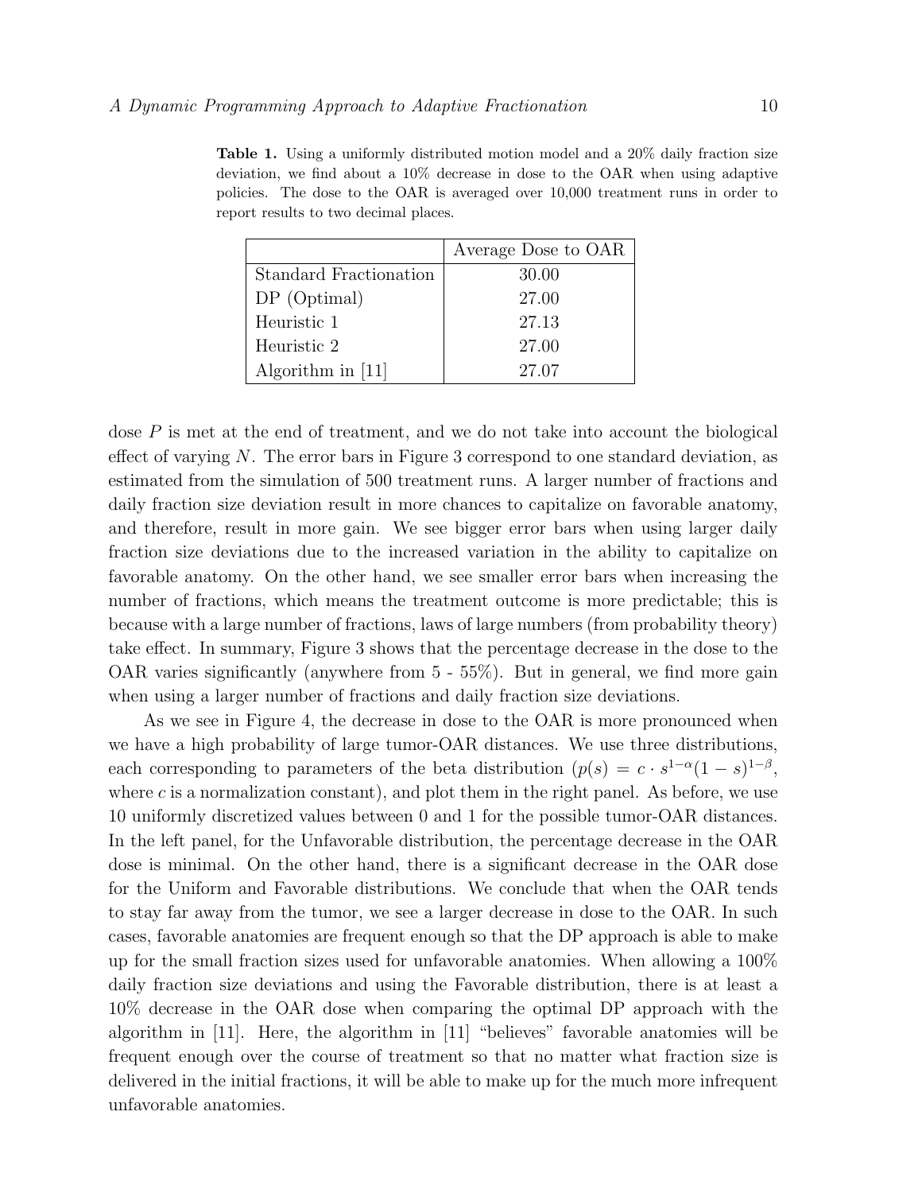**Table 1.** Using a uniformly distributed motion model and a 20% daily fraction size deviation, we find about a 10% decrease in dose to the OAR when using adaptive policies. The dose to the OAR is averaged over 10,000 treatment runs in order to report results to two decimal places.

| | Average Dose to OAR |
|---|---|
| Standard Fractionation | 30.00 |
| DP (Optimal) | 27.00 |
| Heuristic 1 | 27.13 |
| Heuristic 2 | 27.00 |
| Algorithm in [11] | 27.07 |

dose $P$ is met at the end of treatment, and we do not take into account the biological effect of varying $N$. The error bars in Figure 3 correspond to one standard deviation, as estimated from the simulation of 500 treatment runs. A larger number of fractions and daily fraction size deviation result in more chances to capitalize on favorable anatomy, and therefore, result in more gain. We see bigger error bars when using larger daily fraction size deviations due to the increased variation in the ability to capitalize on favorable anatomy. On the other hand, we see smaller error bars when increasing the number of fractions, which means the treatment outcome is more predictable; this is because with a large number of fractions, laws of large numbers (from probability theory) take effect. In summary, Figure 3 shows that the percentage decrease in the dose to the OAR varies significantly (anywhere from 5 - 55%). But in general, we find more gain when using a larger number of fractions and daily fraction size deviations.

As we see in Figure 4, the decrease in dose to the OAR is more pronounced when we have a high probability of large tumor-OAR distances. We use three distributions, each corresponding to parameters of the beta distribution ($p(s) = c \cdot s^{1-\alpha}(1-s)^{1-\beta}$, where $c$ is a normalization constant), and plot them in the right panel. As before, we use 10 uniformly discretized values between 0 and 1 for the possible tumor-OAR distances. In the left panel, for the Unfavorable distribution, the percentage decrease in the OAR dose is minimal. On the other hand, there is a significant decrease in the OAR dose for the Uniform and Favorable distributions. We conclude that when the OAR tends to stay far away from the tumor, we see a larger decrease in dose to the OAR. In such cases, favorable anatomies are frequent enough so that the DP approach is able to make up for the small fraction sizes used for unfavorable anatomies. When allowing a 100% daily fraction size deviations and using the Favorable distribution, there is at least a 10% decrease in the OAR dose when comparing the optimal DP approach with the algorithm in [11]. Here, the algorithm in [11] "believes" favorable anatomies will be frequent enough over the course of treatment so that no matter what fraction size is delivered in the initial fractions, it will be able to make up for the much more infrequent unfavorable anatomies.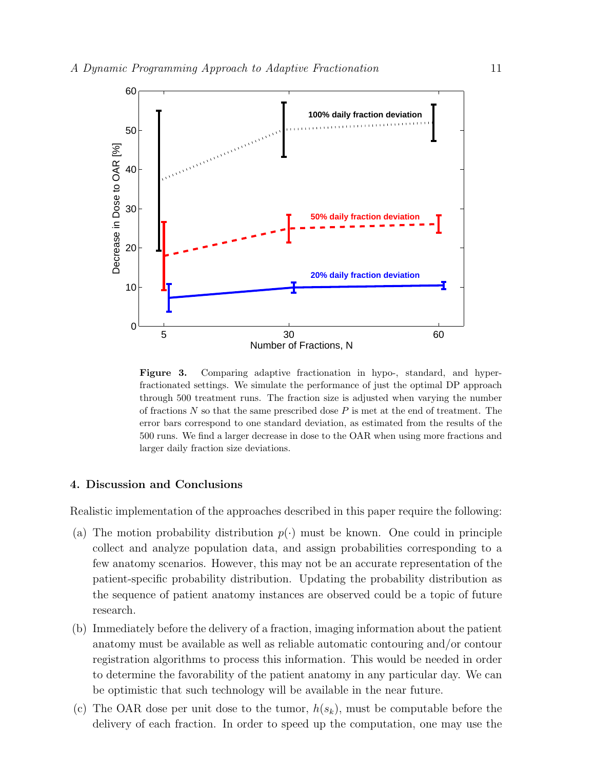**Figure 3.** Comparing adaptive fractionation in hypo-, standard, and hyper-fractionated settings. We simulate the performance of just the optimal DP approach through 500 treatment runs. The fraction size is adjusted when varying the number of fractions $N$ so that the same prescribed dose $P$ is met at the end of treatment. The error bars correspond to one standard deviation, as estimated from the results of the 500 runs. We find a larger decrease in dose to the OAR when using more fractions and larger daily fraction size deviations.

## 4. Discussion and Conclusions

Realistic implementation of the approaches described in this paper require the following:

(a) The motion probability distribution $p(\cdot)$ must be known. One could in principle collect and analyze population data, and assign probabilities corresponding to a few anatomy scenarios. However, this may not be an accurate representation of the patient-specific probability distribution. Updating the probability distribution as the sequence of patient anatomy instances are observed could be a topic of future research.

(b) Immediately before the delivery of a fraction, imaging information about the patient anatomy must be available as well as reliable automatic contouring and/or contour registration algorithms to process this information. This would be needed in order to determine the favorability of the patient anatomy in any particular day. We can be optimistic that such technology will be available in the near future.

(c) The OAR dose per unit dose to the tumor, $h(s_k)$, must be computable before the delivery of each fraction. In order to speed up the computation, one may use the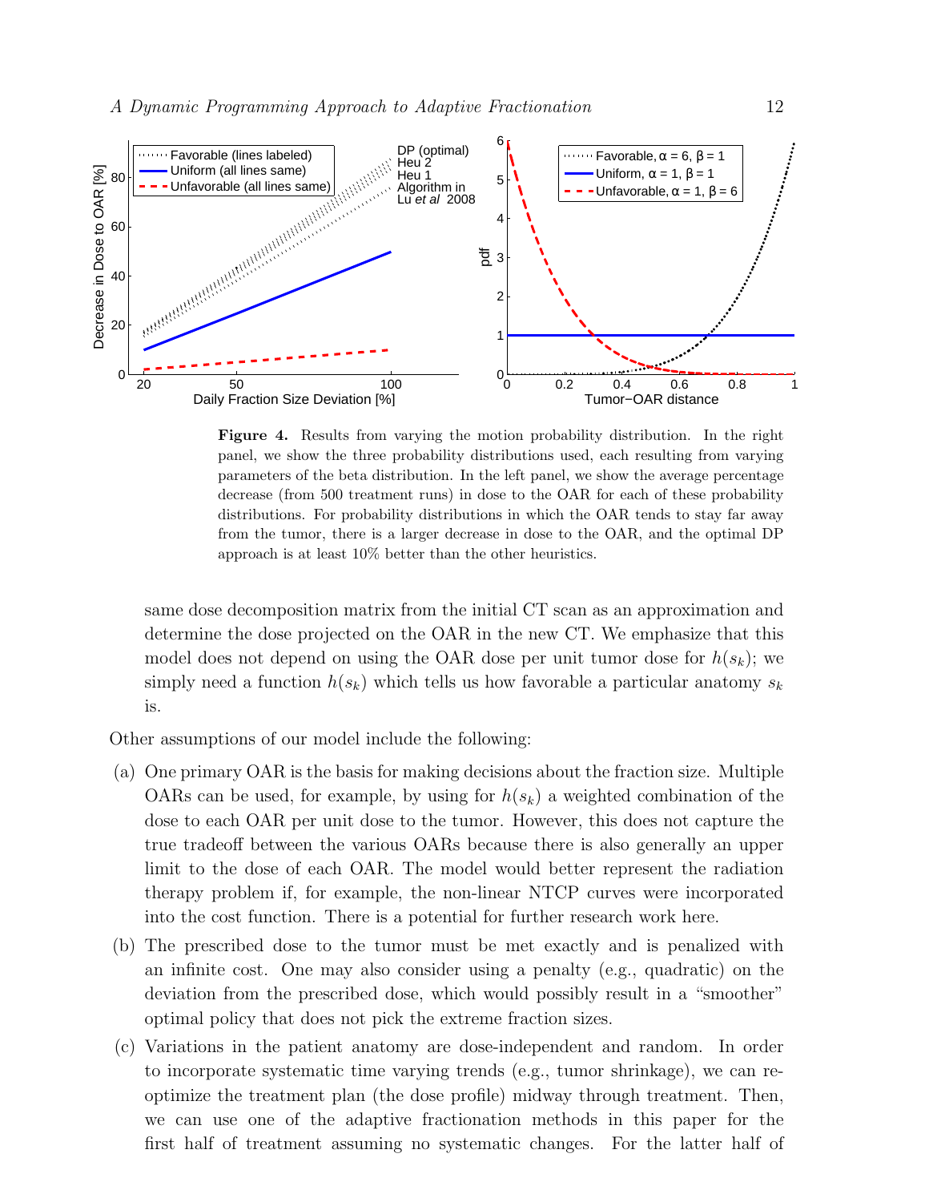**Figure 4.** Results from varying the motion probability distribution. In the right panel, we show the three probability distributions used, each resulting from varying parameters of the beta distribution. In the left panel, we show the average percentage decrease (from 500 treatment runs) in dose to the OAR for each of these probability distributions. For probability distributions in which the OAR tends to stay far away from the tumor, there is a larger decrease in dose to the OAR, and the optimal DP approach is at least 10% better than the other heuristics.

same dose decomposition matrix from the initial CT scan as an approximation and determine the dose projected on the OAR in the new CT. We emphasize that this model does not depend on using the OAR dose per unit tumor dose for $h(s_k)$; we simply need a function $h(s_k)$ which tells us how favorable a particular anatomy $s_k$ is.

Other assumptions of our model include the following:

(a) One primary OAR is the basis for making decisions about the fraction size. Multiple OARs can be used, for example, by using for $h(s_k)$ a weighted combination of the dose to each OAR per unit dose to the tumor. However, this does not capture the true tradeoff between the various OARs because there is also generally an upper limit to the dose of each OAR. The model would better represent the radiation therapy problem if, for example, the non-linear NTCP curves were incorporated into the cost function. There is a potential for further research work here.

(b) The prescribed dose to the tumor must be met exactly and is penalized with an infinite cost. One may also consider using a penalty (e.g., quadratic) on the deviation from the prescribed dose, which would possibly result in a "smoother" optimal policy that does not pick the extreme fraction sizes.

(c) Variations in the patient anatomy are dose-independent and random. In order to incorporate systematic time varying trends (e.g., tumor shrinkage), we can re-optimize the treatment plan (the dose profile) midway through treatment. Then, we can use one of the adaptive fractionation methods in this paper for the first half of treatment assuming no systematic changes. For the latter half of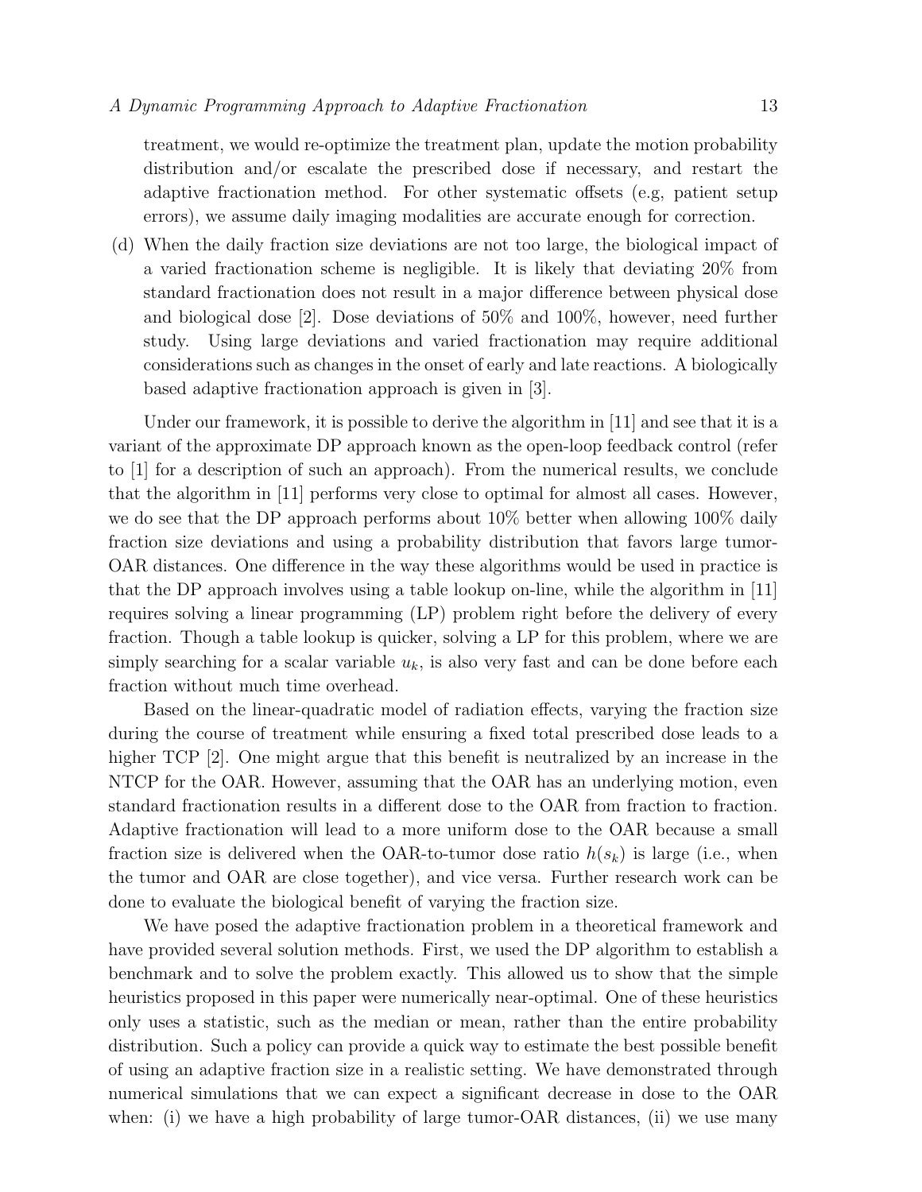treatment, we would re-optimize the treatment plan, update the motion probability distribution and/or escalate the prescribed dose if necessary, and restart the adaptive fractionation method. For other systematic offsets (e.g, patient setup errors), we assume daily imaging modalities are accurate enough for correction.

(d) When the daily fraction size deviations are not too large, the biological impact of a varied fractionation scheme is negligible. It is likely that deviating 20% from standard fractionation does not result in a major difference between physical dose and biological dose [2]. Dose deviations of 50% and 100%, however, need further study. Using large deviations and varied fractionation may require additional considerations such as changes in the onset of early and late reactions. A biologically based adaptive fractionation approach is given in [3].

Under our framework, it is possible to derive the algorithm in [11] and see that it is a variant of the approximate DP approach known as the open-loop feedback control (refer to [1] for a description of such an approach). From the numerical results, we conclude that the algorithm in [11] performs very close to optimal for almost all cases. However, we do see that the DP approach performs about 10% better when allowing 100% daily fraction size deviations and using a probability distribution that favors large tumor-OAR distances. One difference in the way these algorithms would be used in practice is that the DP approach involves using a table lookup on-line, while the algorithm in [11] requires solving a linear programming (LP) problem right before the delivery of every fraction. Though a table lookup is quicker, solving a LP for this problem, where we are simply searching for a scalar variable $u_k$, is also very fast and can be done before each fraction without much time overhead.

Based on the linear-quadratic model of radiation effects, varying the fraction size during the course of treatment while ensuring a fixed total prescribed dose leads to a higher TCP [2]. One might argue that this benefit is neutralized by an increase in the NTCP for the OAR. However, assuming that the OAR has an underlying motion, even standard fractionation results in a different dose to the OAR from fraction to fraction. Adaptive fractionation will lead to a more uniform dose to the OAR because a small fraction size is delivered when the OAR-to-tumor dose ratio $h(s_k)$ is large (i.e., when the tumor and OAR are close together), and vice versa. Further research work can be done to evaluate the biological benefit of varying the fraction size.

We have posed the adaptive fractionation problem in a theoretical framework and have provided several solution methods. First, we used the DP algorithm to establish a benchmark and to solve the problem exactly. This allowed us to show that the simple heuristics proposed in this paper were numerically near-optimal. One of these heuristics only uses a statistic, such as the median or mean, rather than the entire probability distribution. Such a policy can provide a quick way to estimate the best possible benefit of using an adaptive fraction size in a realistic setting. We have demonstrated through numerical simulations that we can expect a significant decrease in dose to the OAR when: (i) we have a high probability of large tumor-OAR distances, (ii) we use many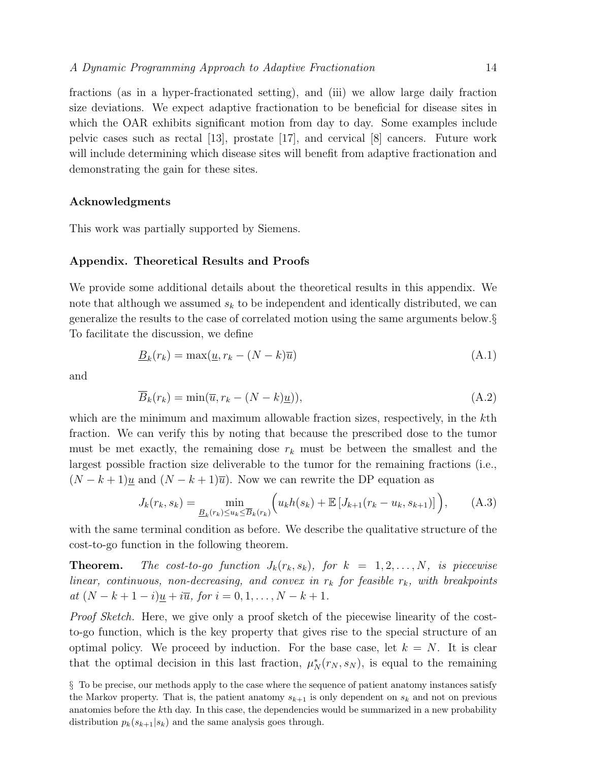fractions (as in a hyper-fractionated setting), and (iii) we allow large daily fraction size deviations. We expect adaptive fractionation to be beneficial for disease sites in which the OAR exhibits significant motion from day to day. Some examples include pelvic cases such as rectal [13], prostate [17], and cervical [8] cancers. Future work will include determining which disease sites will benefit from adaptive fractionation and demonstrating the gain for these sites.

### Acknowledgments

This work was partially supported by Siemens.

### Appendix. Theoretical Results and Proofs

We provide some additional details about the theoretical results in this appendix. We note that although we assumed $s_k$ to be independent and identically distributed, we can generalize the results to the case of correlated motion using the same arguments below.§ To facilitate the discussion, we define

$$\underline{B}_k(r_k) = \max(\underline{u}, r_k - (N-k)\overline{u}) \tag{A.1}$$

and

$$\overline{B}_k(r_k) = \min(\overline{u}, r_k - (N-k)\underline{u})), \tag{A.2}$$

which are the minimum and maximum allowable fraction sizes, respectively, in the $k$th fraction. We can verify this by noting that because the prescribed dose to the tumor must be met exactly, the remaining dose $r_k$ must be between the smallest and the largest possible fraction size deliverable to the tumor for the remaining fractions (i.e., $(N-k+1)\underline{u}$ and $(N-k+1)\overline{u}$). Now we can rewrite the DP equation as

$$J_k(r_k, s_k) = \min_{\underline{B}_k(r_k) \leq u_k \leq \overline{B}_k(r_k)} \Big( u_k h(s_k) + \mathbb{E}\left[ J_{k+1}(r_k - u_k, s_{k+1}) \right] \Big), \tag{A.3}$$

with the same terminal condition as before. We describe the qualitative structure of the cost-to-go function in the following theorem.

**Theorem.** *The cost-to-go function $J_k(r_k, s_k)$, for $k = 1, 2, \ldots, N$, is piecewise linear, continuous, non-decreasing, and convex in $r_k$ for feasible $r_k$, with breakpoints at $(N-k+1-i)\underline{u} + i\overline{u}$, for $i = 0, 1, \ldots, N-k+1$.*

*Proof Sketch.* Here, we give only a proof sketch of the piecewise linearity of the cost-to-go function, which is the key property that gives rise to the special structure of an optimal policy. We proceed by induction. For the base case, let $k = N$. It is clear that the optimal decision in this last fraction, $\mu_N^*(r_N, s_N)$, is equal to the remaining

§ To be precise, our methods apply to the case where the sequence of patient anatomy instances satisfy the Markov property. That is, the patient anatomy $s_{k+1}$ is only dependent on $s_k$ and not on previous anatomies before the $k$th day. In this case, the dependencies would be summarized in a new probability distribution $p_k(s_{k+1}|s_k)$ and the same analysis goes through.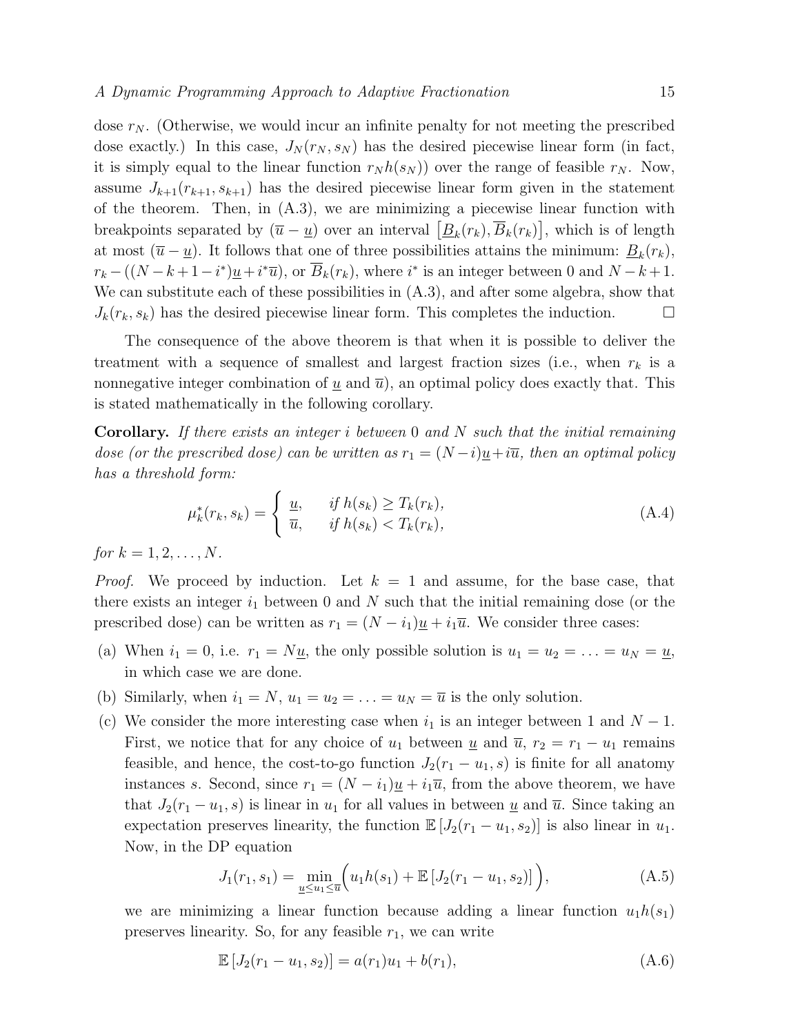dose $r_N$. (Otherwise, we would incur an infinite penalty for not meeting the prescribed dose exactly.) In this case, $J_N(r_N, s_N)$ has the desired piecewise linear form (in fact, it is simply equal to the linear function $r_N h(s_N)$) over the range of feasible $r_N$. Now, assume $J_{k+1}(r_{k+1}, s_{k+1})$ has the desired piecewise linear form given in the statement of the theorem. Then, in (A.3), we are minimizing a piecewise linear function with breakpoints separated by $(\overline{u} - \underline{u})$ over an interval $\left[\underline{B}_k(r_k), \overline{B}_k(r_k)\right]$, which is of length at most $(\overline{u} - \underline{u})$. It follows that one of three possibilities attains the minimum: $\underline{B}_k(r_k)$, $r_k - ((N-k+1-i^*)\underline{u} + i^*\overline{u})$, or $\overline{B}_k(r_k)$, where $i^*$ is an integer between 0 and $N-k+1$. We can substitute each of these possibilities in (A.3), and after some algebra, show that $J_k(r_k, s_k)$ has the desired piecewise linear form. This completes the induction. □

The consequence of the above theorem is that when it is possible to deliver the treatment with a sequence of smallest and largest fraction sizes (i.e., when $r_k$ is a nonnegative integer combination of $\underline{u}$ and $\overline{u}$), an optimal policy does exactly that. This is stated mathematically in the following corollary.

**Corollary.** *If there exists an integer $i$ between 0 and $N$ such that the initial remaining dose (or the prescribed dose) can be written as $r_1 = (N-i)\underline{u} + i\overline{u}$, then an optimal policy has a threshold form:*

$$\mu_k^*(r_k, s_k) = \begin{cases} \underline{u}, & \text{if } h(s_k) \geq T_k(r_k), \\ \overline{u}, & \text{if } h(s_k) < T_k(r_k), \end{cases} \tag{A.4}$$

*for $k = 1, 2, \ldots, N$.*

*Proof.* We proceed by induction. Let $k = 1$ and assume, for the base case, that there exists an integer $i_1$ between 0 and $N$ such that the initial remaining dose (or the prescribed dose) can be written as $r_1 = (N - i_1)\underline{u} + i_1\overline{u}$. We consider three cases:

(a) When $i_1 = 0$, i.e. $r_1 = N\underline{u}$, the only possible solution is $u_1 = u_2 = \ldots = u_N = \underline{u}$, in which case we are done.

(b) Similarly, when $i_1 = N$, $u_1 = u_2 = \ldots = u_N = \overline{u}$ is the only solution.

(c) We consider the more interesting case when $i_1$ is an integer between 1 and $N-1$. First, we notice that for any choice of $u_1$ between $\underline{u}$ and $\overline{u}$, $r_2 = r_1 - u_1$ remains feasible, and hence, the cost-to-go function $J_2(r_1 - u_1, s)$ is finite for all anatomy instances $s$. Second, since $r_1 = (N - i_1)\underline{u} + i_1\overline{u}$, from the above theorem, we have that $J_2(r_1 - u_1, s)$ is linear in $u_1$ for all values in between $\underline{u}$ and $\overline{u}$. Since taking an expectation preserves linearity, the function $\mathbb{E}\left[J_2(r_1 - u_1, s_2)\right]$ is also linear in $u_1$. Now, in the DP equation

$$J_1(r_1, s_1) = \min_{\underline{u} \leq u_1 \leq \overline{u}} \Big( u_1 h(s_1) + \mathbb{E}\left[J_2(r_1 - u_1, s_2)\right] \Big), \tag{A.5}$$

we are minimizing a linear function because adding a linear function $u_1 h(s_1)$ preserves linearity. So, for any feasible $r_1$, we can write

$$\mathbb{E}\left[J_2(r_1 - u_1, s_2)\right] = a(r_1)u_1 + b(r_1), \tag{A.6}$$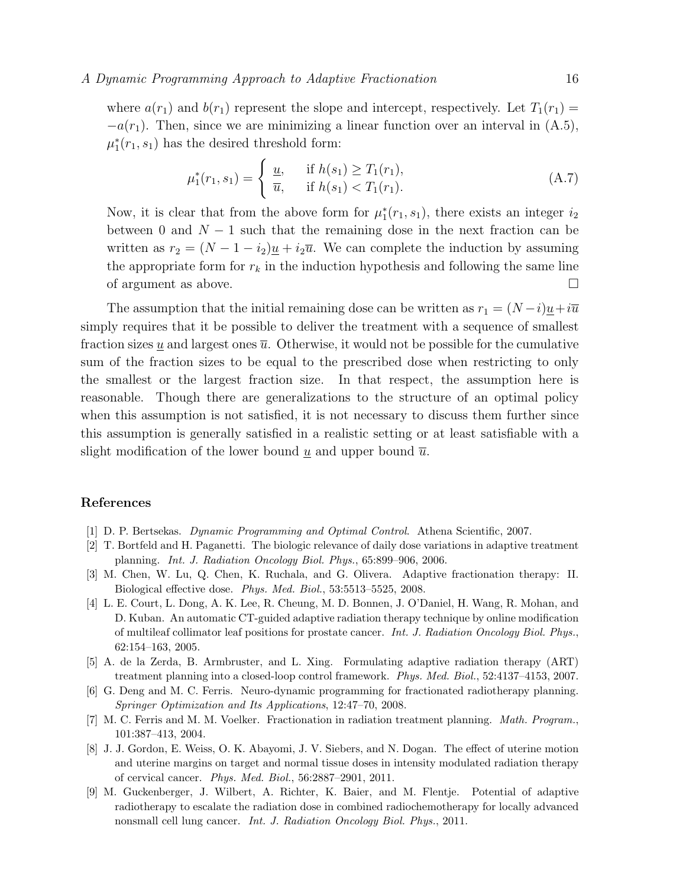where $a(r_1)$ and $b(r_1)$ represent the slope and intercept, respectively. Let $T_1(r_1) = -a(r_1)$. Then, since we are minimizing a linear function over an interval in (A.5), $\mu_1^*(r_1, s_1)$ has the desired threshold form:

$$\mu_1^*(r_1, s_1) = \begin{cases} \underline{u}, & \text{if } h(s_1) \geq T_1(r_1), \\ \overline{u}, & \text{if } h(s_1) < T_1(r_1). \end{cases} \tag{A.7}$$

Now, it is clear that from the above form for $\mu_1^*(r_1, s_1)$, there exists an integer $i_2$ between 0 and $N-1$ such that the remaining dose in the next fraction can be written as $r_2 = (N-1-i_2)\underline{u} + i_2\overline{u}$. We can complete the induction by assuming the appropriate form for $r_k$ in the induction hypothesis and following the same line of argument as above. □

The assumption that the initial remaining dose can be written as $r_1 = (N-i)\underline{u} + i\overline{u}$ simply requires that it be possible to deliver the treatment with a sequence of smallest fraction sizes $\underline{u}$ and largest ones $\overline{u}$. Otherwise, it would not be possible for the cumulative sum of the fraction sizes to be equal to the prescribed dose when restricting to only the smallest or the largest fraction size. In that respect, the assumption here is reasonable. Though there are generalizations to the structure of an optimal policy when this assumption is not satisfied, it is not necessary to discuss them further since this assumption is generally satisfied in a realistic setting or at least satisfiable with a slight modification of the lower bound $\underline{u}$ and upper bound $\overline{u}$.

## References

[1] D. P. Bertsekas. *Dynamic Programming and Optimal Control*. Athena Scientific, 2007.

[2] T. Bortfeld and H. Paganetti. The biologic relevance of daily dose variations in adaptive treatment planning. *Int. J. Radiation Oncology Biol. Phys.*, 65:899–906, 2006.

[3] M. Chen, W. Lu, Q. Chen, K. Ruchala, and G. Olivera. Adaptive fractionation therapy: II. Biological effective dose. *Phys. Med. Biol.*, 53:5513–5525, 2008.

[4] L. E. Court, L. Dong, A. K. Lee, R. Cheung, M. D. Bonnen, J. O'Daniel, H. Wang, R. Mohan, and D. Kuban. An automatic CT-guided adaptive radiation therapy technique by online modification of multileaf collimator leaf positions for prostate cancer. *Int. J. Radiation Oncology Biol. Phys.*, 62:154–163, 2005.

[5] A. de la Zerda, B. Armbruster, and L. Xing. Formulating adaptive radiation therapy (ART) treatment planning into a closed-loop control framework. *Phys. Med. Biol.*, 52:4137–4153, 2007.

[6] G. Deng and M. C. Ferris. Neuro-dynamic programming for fractionated radiotherapy planning. *Springer Optimization and Its Applications*, 12:47–70, 2008.

[7] M. C. Ferris and M. M. Voelker. Fractionation in radiation treatment planning. *Math. Program.*, 101:387–413, 2004.

[8] J. J. Gordon, E. Weiss, O. K. Abayomi, J. V. Siebers, and N. Dogan. The effect of uterine motion and uterine margins on target and normal tissue doses in intensity modulated radiation therapy of cervical cancer. *Phys. Med. Biol.*, 56:2887–2901, 2011.

[9] M. Guckenberger, J. Wilbert, A. Richter, K. Baier, and M. Flentje. Potential of adaptive radiotherapy to escalate the radiation dose in combined radiochemotherapy for locally advanced nonsmall cell lung cancer. *Int. J. Radiation Oncology Biol. Phys.*, 2011.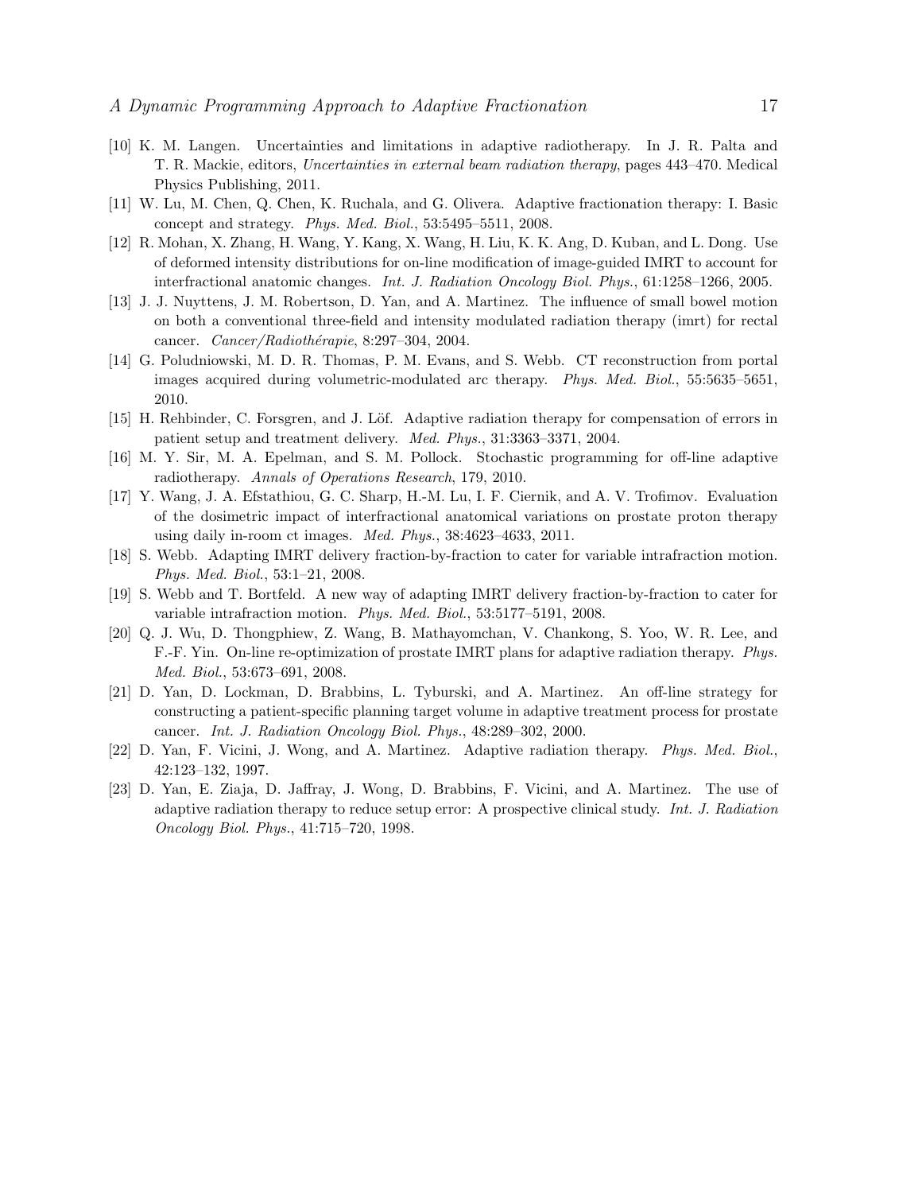[10] K. M. Langen. Uncertainties and limitations in adaptive radiotherapy. In J. R. Palta and T. R. Mackie, editors, *Uncertainties in external beam radiation therapy*, pages 443–470. Medical Physics Publishing, 2011.

[11] W. Lu, M. Chen, Q. Chen, K. Ruchala, and G. Olivera. Adaptive fractionation therapy: I. Basic concept and strategy. *Phys. Med. Biol.*, 53:5495–5511, 2008.

[12] R. Mohan, X. Zhang, H. Wang, Y. Kang, X. Wang, H. Liu, K. K. Ang, D. Kuban, and L. Dong. Use of deformed intensity distributions for on-line modification of image-guided IMRT to account for interfractional anatomic changes. *Int. J. Radiation Oncology Biol. Phys.*, 61:1258–1266, 2005.

[13] J. J. Nuyttens, J. M. Robertson, D. Yan, and A. Martinez. The influence of small bowel motion on both a conventional three-field and intensity modulated radiation therapy (imrt) for rectal cancer. *Cancer/Radiothérapie*, 8:297–304, 2004.

[14] G. Poludniowski, M. D. R. Thomas, P. M. Evans, and S. Webb. CT reconstruction from portal images acquired during volumetric-modulated arc therapy. *Phys. Med. Biol.*, 55:5635–5651, 2010.

[15] H. Rehbinder, C. Forsgren, and J. Löf. Adaptive radiation therapy for compensation of errors in patient setup and treatment delivery. *Med. Phys.*, 31:3363–3371, 2004.

[16] M. Y. Sir, M. A. Epelman, and S. M. Pollock. Stochastic programming for off-line adaptive radiotherapy. *Annals of Operations Research*, 179, 2010.

[17] Y. Wang, J. A. Efstathiou, G. C. Sharp, H.-M. Lu, I. F. Ciernik, and A. V. Trofimov. Evaluation of the dosimetric impact of interfractional anatomical variations on prostate proton therapy using daily in-room ct images. *Med. Phys.*, 38:4623–4633, 2011.

[18] S. Webb. Adapting IMRT delivery fraction-by-fraction to cater for variable intrafraction motion. *Phys. Med. Biol.*, 53:1–21, 2008.

[19] S. Webb and T. Bortfeld. A new way of adapting IMRT delivery fraction-by-fraction to cater for variable intrafraction motion. *Phys. Med. Biol.*, 53:5177–5191, 2008.

[20] Q. J. Wu, D. Thongphiew, Z. Wang, B. Mathayomchan, V. Chankong, S. Yoo, W. R. Lee, and F.-F. Yin. On-line re-optimization of prostate IMRT plans for adaptive radiation therapy. *Phys. Med. Biol.*, 53:673–691, 2008.

[21] D. Yan, D. Lockman, D. Brabbins, L. Tyburski, and A. Martinez. An off-line strategy for constructing a patient-specific planning target volume in adaptive treatment process for prostate cancer. *Int. J. Radiation Oncology Biol. Phys.*, 48:289–302, 2000.

[22] D. Yan, F. Vicini, J. Wong, and A. Martinez. Adaptive radiation therapy. *Phys. Med. Biol.*, 42:123–132, 1997.

[23] D. Yan, E. Ziaja, D. Jaffray, J. Wong, D. Brabbins, F. Vicini, and A. Martinez. The use of adaptive radiation therapy to reduce setup error: A prospective clinical study. *Int. J. Radiation Oncology Biol. Phys.*, 41:715–720, 1998.